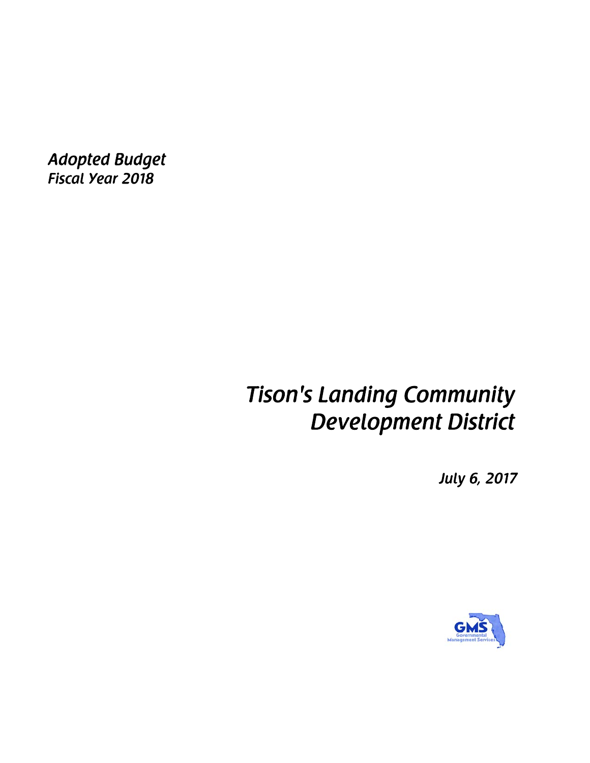*Adopted Budget*
*Fiscal Year 2018*

# *Tison's Landing Community Development District*

*July 6, 2017*

GMS
Governmental Management Services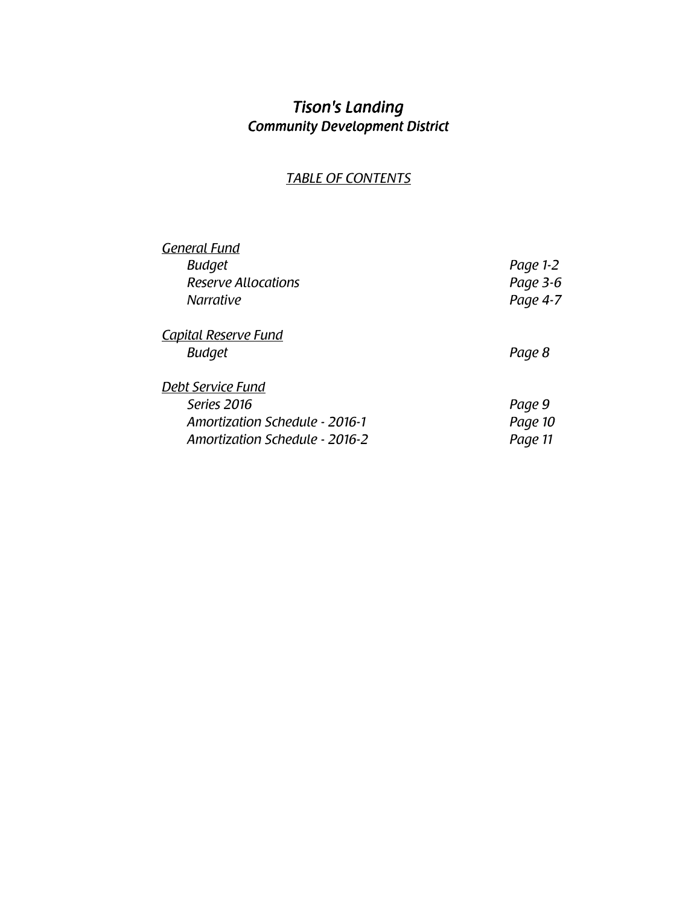# *Tison's Landing*
## *Community Development District*

*TABLE OF CONTENTS*

| | |
|---|---|
| ***General Fund*** | |
| *Budget* | *Page 1-2* |
| *Reserve Allocations* | *Page 3-6* |
| *Narrative* | *Page 4-7* |
| ***Capital Reserve Fund*** | |
| *Budget* | *Page 8* |
| ***Debt Service Fund*** | |
| *Series 2016* | *Page 9* |
| *Amortization Schedule - 2016-1* | *Page 10* |
| *Amortization Schedule - 2016-2* | *Page 11* |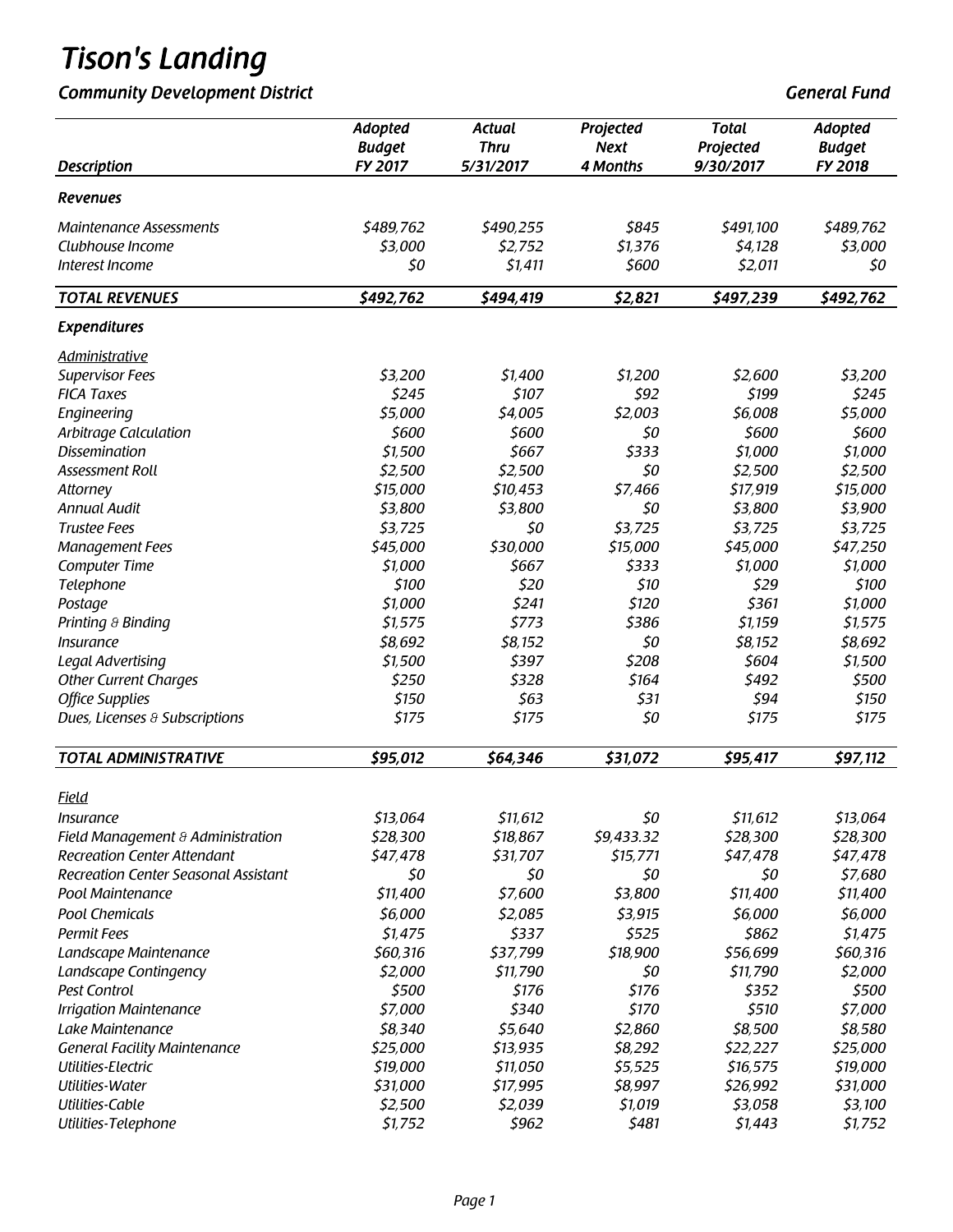# Tison's Landing

*Community Development District* *General Fund*

| Description | Adopted Budget FY 2017 | Actual Thru 5/31/2017 | Projected Next 4 Months | Total Projected 9/30/2017 | Adopted Budget FY 2018 |
|---|---|---|---|---|---|
| ***Revenues*** | | | | | |
| Maintenance Assessments | $489,762 | $490,255 | $845 | $491,100 | $489,762 |
| Clubhouse Income | $3,000 | $2,752 | $1,376 | $4,128 | $3,000 |
| Interest Income | $0 | $1,411 | $600 | $2,011 | $0 |
| **TOTAL REVENUES** | **$492,762** | **$494,419** | **$2,821** | **$497,239** | **$492,762** |
| ***Expenditures*** | | | | | |
| *Administrative* | | | | | |
| Supervisor Fees | $3,200 | $1,400 | $1,200 | $2,600 | $3,200 |
| FICA Taxes | $245 | $107 | $92 | $199 | $245 |
| Engineering | $5,000 | $4,005 | $2,003 | $6,008 | $5,000 |
| Arbitrage Calculation | $600 | $600 | $0 | $600 | $600 |
| Dissemination | $1,500 | $667 | $333 | $1,000 | $1,000 |
| Assessment Roll | $2,500 | $2,500 | $0 | $2,500 | $2,500 |
| Attorney | $15,000 | $10,453 | $7,466 | $17,919 | $15,000 |
| Annual Audit | $3,800 | $3,800 | $0 | $3,800 | $3,900 |
| Trustee Fees | $3,725 | $0 | $3,725 | $3,725 | $3,725 |
| Management Fees | $45,000 | $30,000 | $15,000 | $45,000 | $47,250 |
| Computer Time | $1,000 | $667 | $333 | $1,000 | $1,000 |
| Telephone | $100 | $20 | $10 | $29 | $100 |
| Postage | $1,000 | $241 | $120 | $361 | $1,000 |
| Printing & Binding | $1,575 | $773 | $386 | $1,159 | $1,575 |
| Insurance | $8,692 | $8,152 | $0 | $8,152 | $8,692 |
| Legal Advertising | $1,500 | $397 | $208 | $604 | $1,500 |
| Other Current Charges | $250 | $328 | $164 | $492 | $500 |
| Office Supplies | $150 | $63 | $31 | $94 | $150 |
| Dues, Licenses & Subscriptions | $175 | $175 | $0 | $175 | $175 |
| **TOTAL ADMINISTRATIVE** | **$95,012** | **$64,346** | **$31,072** | **$95,417** | **$97,112** |
| *Field* | | | | | |
| Insurance | $13,064 | $11,612 | $0 | $11,612 | $13,064 |
| Field Management & Administration | $28,300 | $18,867 | $9,433.32 | $28,300 | $28,300 |
| Recreation Center Attendant | $47,478 | $31,707 | $15,771 | $47,478 | $47,478 |
| Recreation Center Seasonal Assistant | $0 | $0 | $0 | $0 | $7,680 |
| Pool Maintenance | $11,400 | $7,600 | $3,800 | $11,400 | $11,400 |
| Pool Chemicals | $6,000 | $2,085 | $3,915 | $6,000 | $6,000 |
| Permit Fees | $1,475 | $337 | $525 | $862 | $1,475 |
| Landscape Maintenance | $60,316 | $37,799 | $18,900 | $56,699 | $60,316 |
| Landscape Contingency | $2,000 | $11,790 | $0 | $11,790 | $2,000 |
| Pest Control | $500 | $176 | $176 | $352 | $500 |
| Irrigation Maintenance | $7,000 | $340 | $170 | $510 | $7,000 |
| Lake Maintenance | $8,340 | $5,640 | $2,860 | $8,500 | $8,580 |
| General Facility Maintenance | $25,000 | $13,935 | $8,292 | $22,227 | $25,000 |
| Utilities-Electric | $19,000 | $11,050 | $5,525 | $16,575 | $19,000 |
| Utilities-Water | $31,000 | $17,995 | $8,997 | $26,992 | $31,000 |
| Utilities-Cable | $2,500 | $2,039 | $1,019 | $3,058 | $3,100 |
| Utilities-Telephone | $1,752 | $962 | $481 | $1,443 | $1,752 |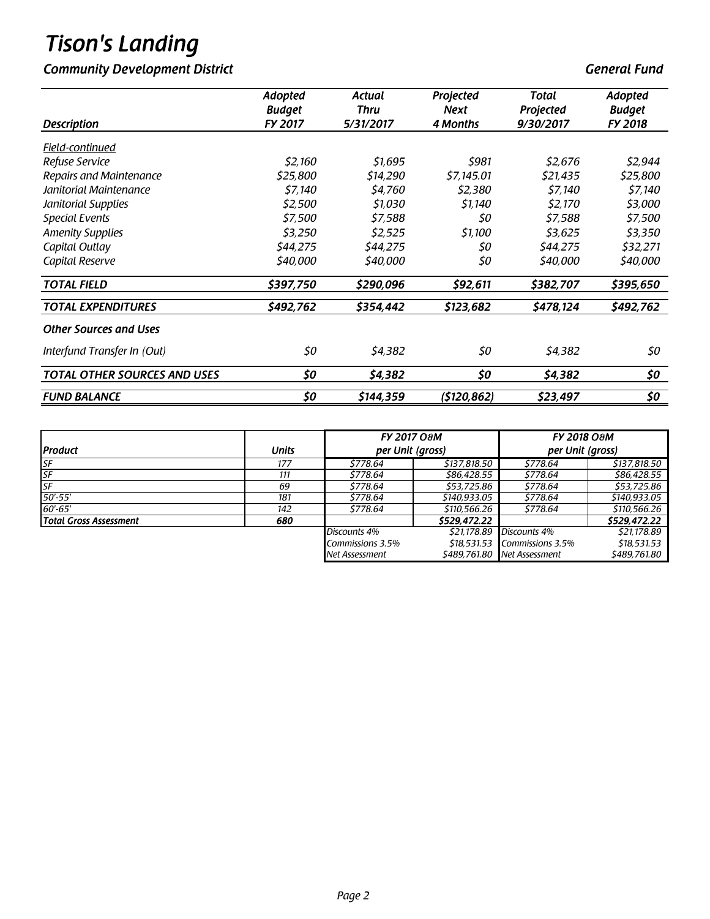# Tison's Landing

## Community Development District

**General Fund**

| Description | Adopted Budget FY 2017 | Actual Thru 5/31/2017 | Projected Next 4 Months | Total Projected 9/30/2017 | Adopted Budget FY 2018 |
|---|---|---|---|---|---|
| Field-continued | | | | | |
| Refuse Service | $2,160 | $1,695 | $981 | $2,676 | $2,944 |
| Repairs and Maintenance | $25,800 | $14,290 | $7,145.01 | $21,435 | $25,800 |
| Janitorial Maintenance | $7,140 | $4,760 | $2,380 | $7,140 | $7,140 |
| Janitorial Supplies | $2,500 | $1,030 | $1,140 | $2,170 | $3,000 |
| Special Events | $7,500 | $7,588 | $0 | $7,588 | $7,500 |
| Amenity Supplies | $3,250 | $2,525 | $1,100 | $3,625 | $3,350 |
| Capital Outlay | $44,275 | $44,275 | $0 | $44,275 | $32,271 |
| Capital Reserve | $40,000 | $40,000 | $0 | $40,000 | $40,000 |
| **TOTAL FIELD** | **$397,750** | **$290,096** | **$92,611** | **$382,707** | **$395,650** |
| **TOTAL EXPENDITURES** | **$492,762** | **$354,442** | **$123,682** | **$478,124** | **$492,762** |
| **Other Sources and Uses** | | | | | |
| Interfund Transfer In (Out) | $0 | $4,382 | $0 | $4,382 | $0 |
| **TOTAL OTHER SOURCES AND USES** | **$0** | **$4,382** | **$0** | **$4,382** | **$0** |
| **FUND BALANCE** | **$0** | **$144,359** | **($120,862)** | **$23,497** | **$0** |

| Product | Units | FY 2017 O&M per Unit (gross) | | FY 2018 O&M per Unit (gross) | |
|---|---|---|---|---|---|
| SF | 177 | $778.64 | $137,818.50 | $778.64 | $137,818.50 |
| SF | 111 | $778.64 | $86,428.55 | $778.64 | $86,428.55 |
| SF | 69 | $778.64 | $53,725.86 | $778.64 | $53,725.86 |
| 50'-55' | 181 | $778.64 | $140,933.05 | $778.64 | $140,933.05 |
| 60'-65' | 142 | $778.64 | $110,566.26 | $778.64 | $110,566.26 |
| **Total Gross Assessment** | **680** | | **$529,472.22** | | **$529,472.22** |
| | | Discounts 4% | $21,178.89 | Discounts 4% | $21,178.89 |
| | | Commissions 3.5% | $18,531.53 | Commissions 3.5% | $18,531.53 |
| | | Net Assessment | $489,761.80 | Net Assessment | $489,761.80 |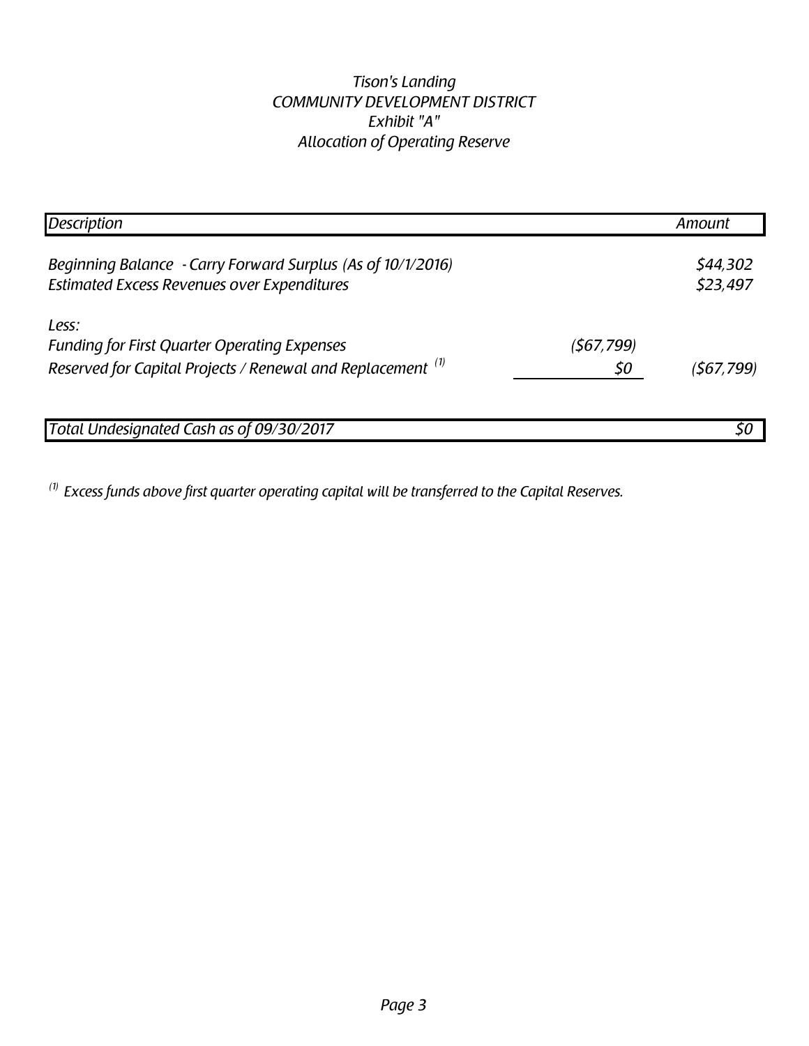*Tison's Landing*
*COMMUNITY DEVELOPMENT DISTRICT*
*Exhibit "A"*
*Allocation of Operating Reserve*

| Description | | Amount |
|---|---|---|
| Beginning Balance - Carry Forward Surplus (As of 10/1/2016) | | $44,302 |
| Estimated Excess Revenues over Expenditures | | $23,497 |
| Less: | | |
| Funding for First Quarter Operating Expenses | ($67,799) | |
| Reserved for Capital Projects / Renewal and Replacement [1] | $0 | ($67,799) |
| Total Undesignated Cash as of 09/30/2017 | | $0 |

[1] Excess funds above first quarter operating capital will be transferred to the Capital Reserves.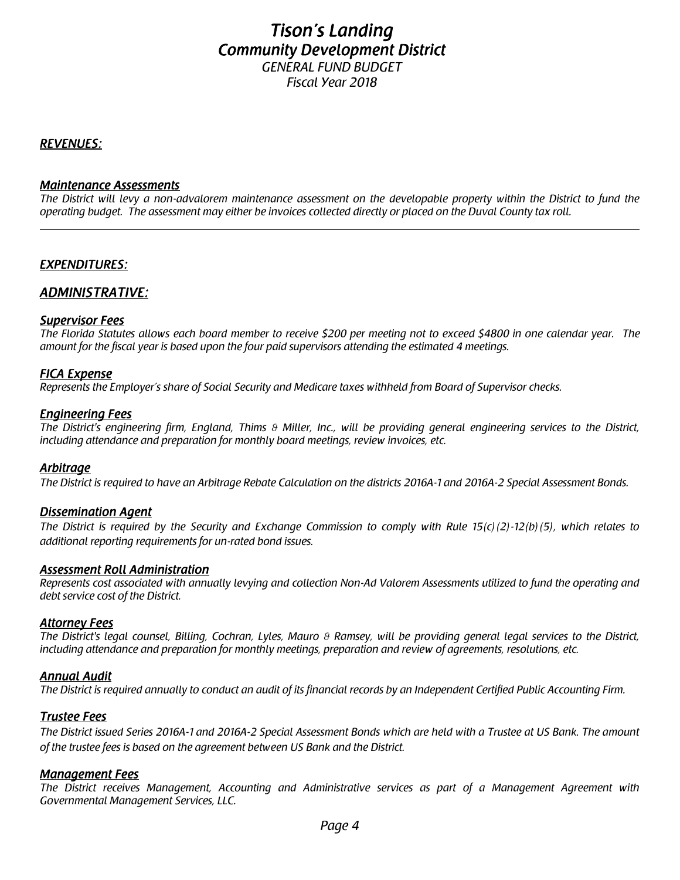# *Tison's Landing*
# *Community Development District*
*GENERAL FUND BUDGET*
*Fiscal Year 2018*

## *REVENUES:*

### *Maintenance Assessments*
*The District will levy a non-advalorem maintenance assessment on the developable property within the District to fund the operating budget. The assessment may either be invoices collected directly or placed on the Duval County tax roll.*

---

## *EXPENDITURES:*

## *ADMINISTRATIVE:*

### *Supervisor Fees*
*The Florida Statutes allows each board member to receive $200 per meeting not to exceed $4800 in one calendar year. The amount for the fiscal year is based upon the four paid supervisors attending the estimated 4 meetings.*

### *FICA Expense*
*Represents the Employer's share of Social Security and Medicare taxes withheld from Board of Supervisor checks.*

### *Engineering Fees*
*The District's engineering firm, England, Thims & Miller, Inc., will be providing general engineering services to the District, including attendance and preparation for monthly board meetings, review invoices, etc.*

### *Arbitrage*
*The District is required to have an Arbitrage Rebate Calculation on the districts 2016A-1 and 2016A-2 Special Assessment Bonds.*

### *Dissemination Agent*
*The District is required by the Security and Exchange Commission to comply with Rule 15(c)(2)-12(b)(5), which relates to additional reporting requirements for un-rated bond issues.*

### *Assessment Roll Administration*
*Represents cost associated with annually levying and collection Non-Ad Valorem Assessments utilized to fund the operating and debt service cost of the District.*

### *Attorney Fees*
*The District's legal counsel, Billing, Cochran, Lyles, Mauro & Ramsey, will be providing general legal services to the District, including attendance and preparation for monthly meetings, preparation and review of agreements, resolutions, etc.*

### *Annual Audit*
*The District is required annually to conduct an audit of its financial records by an Independent Certified Public Accounting Firm.*

### *Trustee Fees*
*The District issued Series 2016A-1 and 2016A-2 Special Assessment Bonds which are held with a Trustee at US Bank. The amount of the trustee fees is based on the agreement between US Bank and the District.*

### *Management Fees*
*The District receives Management, Accounting and Administrative services as part of a Management Agreement with Governmental Management Services, LLC.*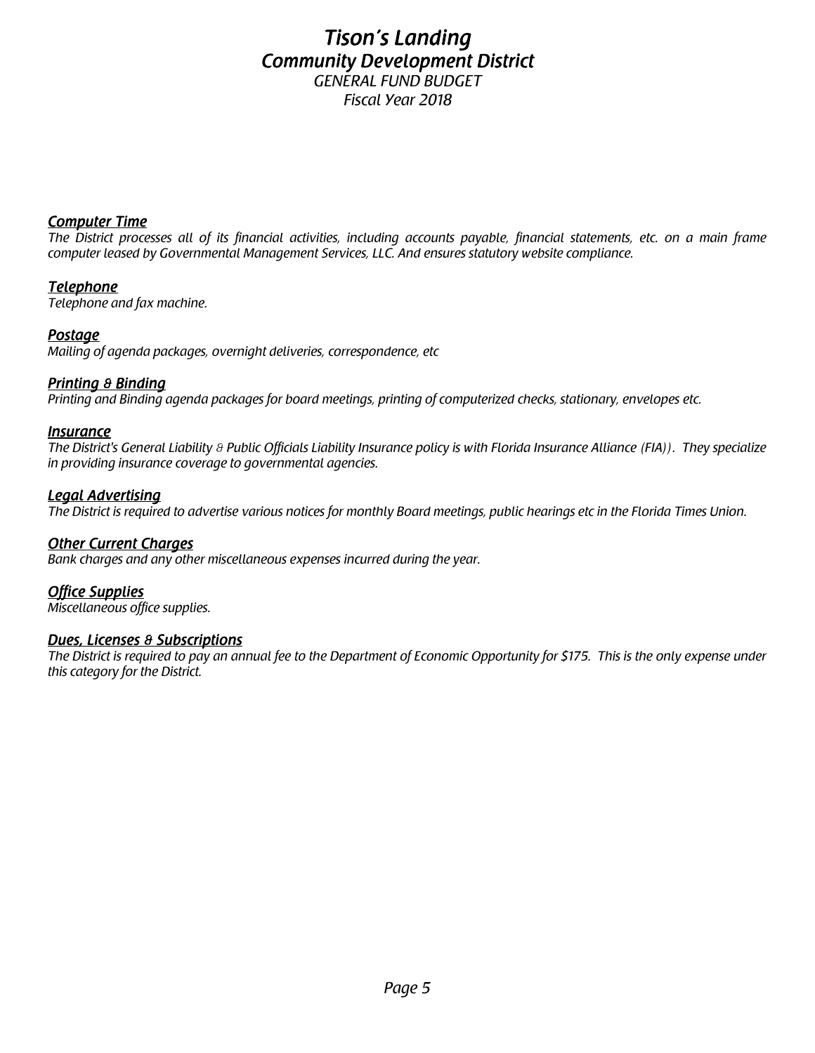# *Tison's Landing*
## *Community Development District*
### *GENERAL FUND BUDGET*
### *Fiscal Year 2018*

***Computer Time***

*The District processes all of its financial activities, including accounts payable, financial statements, etc. on a main frame computer leased by Governmental Management Services, LLC. And ensures statutory website compliance.*

***Telephone***

*Telephone and fax machine.*

***Postage***

*Mailing of agenda packages, overnight deliveries, correspondence, etc*

***Printing & Binding***

*Printing and Binding agenda packages for board meetings, printing of computerized checks, stationary, envelopes etc.*

***Insurance***

*The District's General Liability & Public Officials Liability Insurance policy is with Florida Insurance Alliance (FIA)). They specialize in providing insurance coverage to governmental agencies.*

***Legal Advertising***

*The District is required to advertise various notices for monthly Board meetings, public hearings etc in the Florida Times Union.*

***Other Current Charges***

*Bank charges and any other miscellaneous expenses incurred during the year.*

***Office Supplies***

*Miscellaneous office supplies.*

***Dues, Licenses & Subscriptions***

*The District is required to pay an annual fee to the Department of Economic Opportunity for $175. This is the only expense under this category for the District.*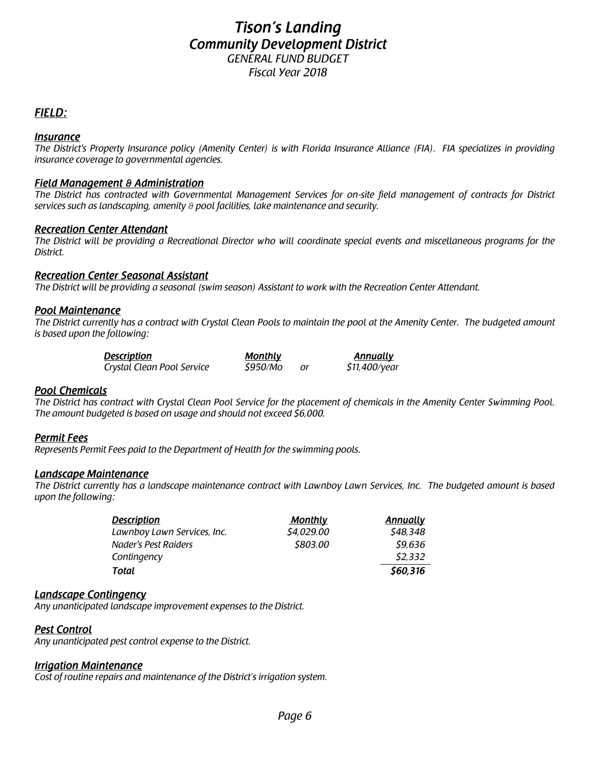# *Tison's Landing*
## *Community Development District*
### *GENERAL FUND BUDGET*
### *Fiscal Year 2018*

## ***FIELD:***

### ***Insurance***

*The District's Property Insurance policy (Amenity Center) is with Florida Insurance Alliance (FIA). FIA specializes in providing insurance coverage to governmental agencies.*

### ***Field Management & Administration***

*The District has contracted with Governmental Management Services for on-site field management of contracts for District services such as landscaping, amenity & pool facilities, lake maintenance and security.*

### ***Recreation Center Attendant***

*The District will be providing a Recreational Director who will coordinate special events and miscellaneous programs for the District.*

### ***Recreation Center Seasonal Assistant***

*The District will be providing a seasonal (swim season) Assistant to work with the Recreation Center Attendant.*

### ***Pool Maintenance***

*The District currently has a contract with Crystal Clean Pools to maintain the pool at the Amenity Center. The budgeted amount is based upon the following:*

| *Description* | *Monthly* | | *Annually* |
|---|---|---|---|
| *Crystal Clean Pool Service* | *$950/Mo* | *or* | *$11,400/year* |

### ***Pool Chemicals***

*The District has contract with Crystal Clean Pool Service for the placement of chemicals in the Amenity Center Swimming Pool. The amount budgeted is based on usage and should not exceed $6,000.*

### ***Permit Fees***

*Represents Permit Fees paid to the Department of Health for the swimming pools.*

### ***Landscape Maintenance***

*The District currently has a landscape maintenance contract with Lawnboy Lawn Services, Inc. The budgeted amount is based upon the following:*

| *Description* | *Monthly* | *Annually* |
|---|---|---|
| *Lawnboy Lawn Services, Inc.* | *$4,029.00* | *$48,348* |
| *Nader's Pest Raiders* | *$803.00* | *$9,636* |
| *Contingency* | | *$2,332* |
| ***Total*** | | ***$60,316*** |

### ***Landscape Contingency***

*Any unanticipated landscape improvement expenses to the District.*

### ***Pest Control***

*Any unanticipated pest control expense to the District.*

### ***Irrigation Maintenance***

*Cost of routine repairs and maintenance of the District's irrigation system.*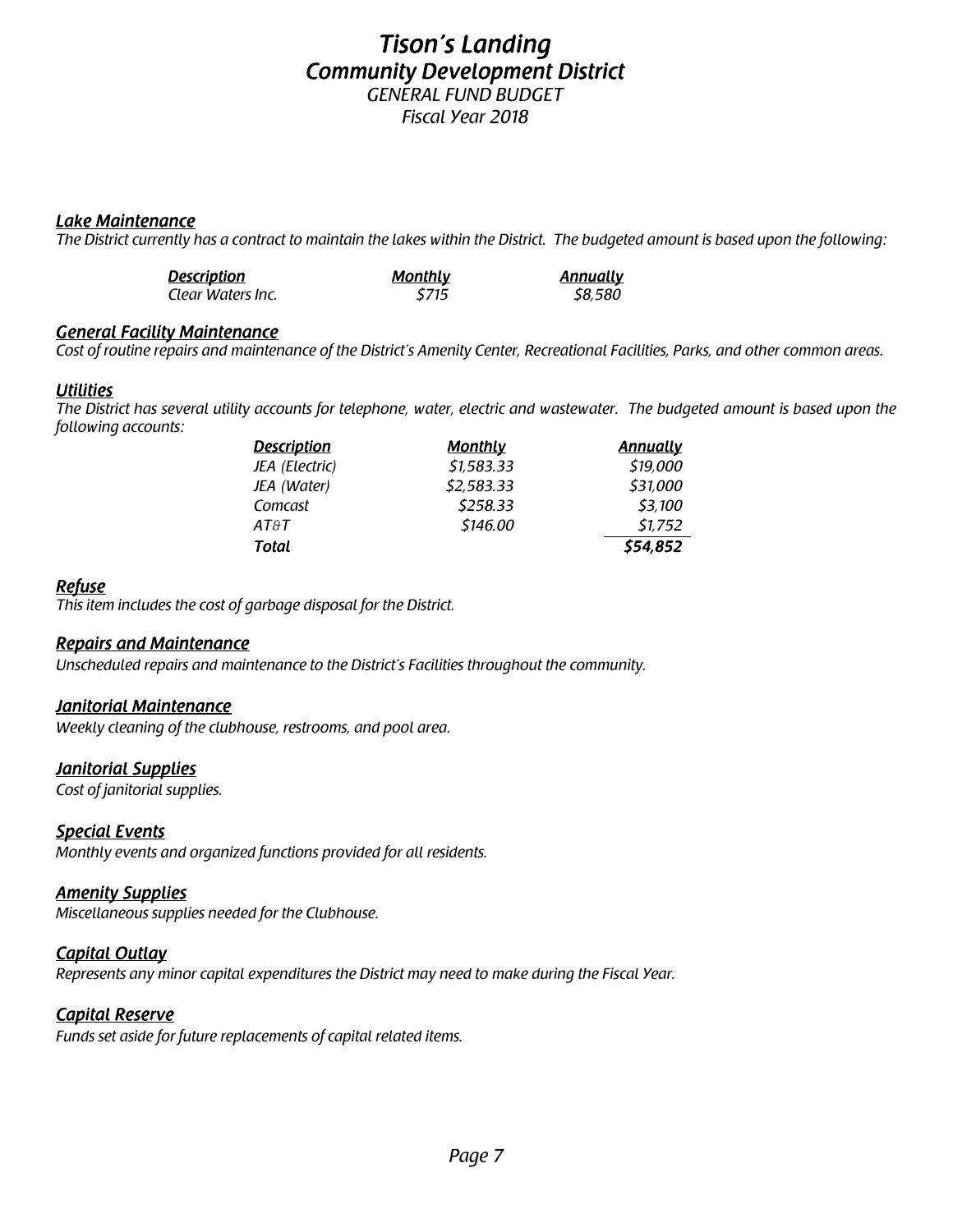# Tison's Landing
## Community Development District
### GENERAL FUND BUDGET
### Fiscal Year 2018

**Lake Maintenance**

*The District currently has a contract to maintain the lakes within the District. The budgeted amount is based upon the following:*

| Description | Monthly | Annually |
|---|---|---|
| Clear Waters Inc. | $715 | $8,580 |

**General Facility Maintenance**

*Cost of routine repairs and maintenance of the District's Amenity Center, Recreational Facilities, Parks, and other common areas.*

**Utilities**

*The District has several utility accounts for telephone, water, electric and wastewater. The budgeted amount is based upon the following accounts:*

| Description | Monthly | Annually |
|---|---|---|
| JEA (Electric) | $1,583.33 | $19,000 |
| JEA (Water) | $2,583.33 | $31,000 |
| Comcast | $258.33 | $3,100 |
| AT&T | $146.00 | $1,752 |
| **Total** | | **$54,852** |

**Refuse**

*This item includes the cost of garbage disposal for the District.*

**Repairs and Maintenance**

*Unscheduled repairs and maintenance to the District's Facilities throughout the community.*

**Janitorial Maintenance**

*Weekly cleaning of the clubhouse, restrooms, and pool area.*

**Janitorial Supplies**

*Cost of janitorial supplies.*

**Special Events**

*Monthly events and organized functions provided for all residents.*

**Amenity Supplies**

*Miscellaneous supplies needed for the Clubhouse.*

**Capital Outlay**

*Represents any minor capital expenditures the District may need to make during the Fiscal Year.*

**Capital Reserve**

*Funds set aside for future replacements of capital related items.*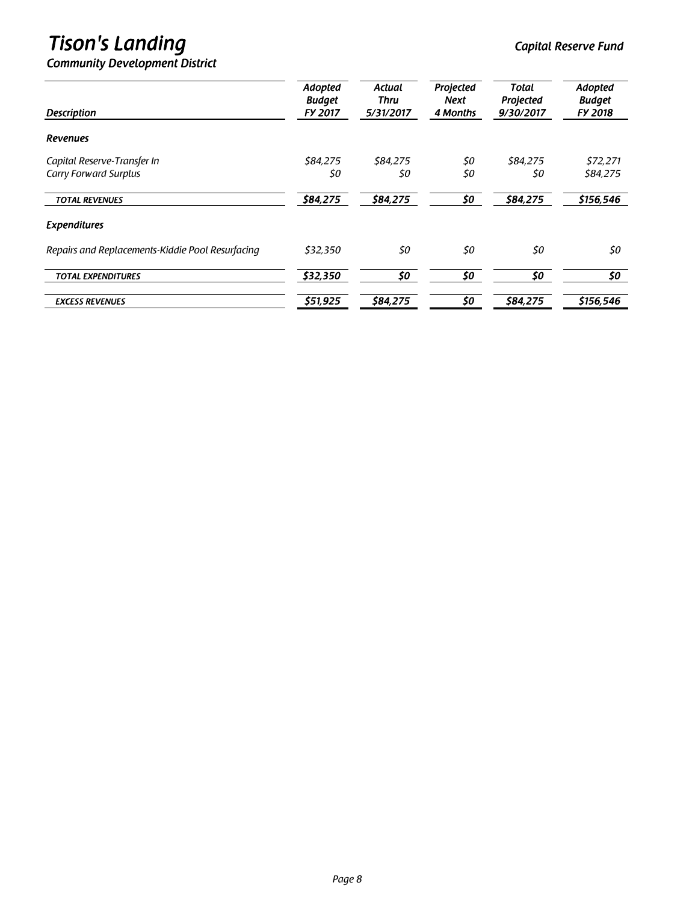# *Tison's Landing*

***Community Development District***

***Capital Reserve Fund***

| *Description* | *Adopted Budget FY 2017* | *Actual Thru 5/31/2017* | *Projected Next 4 Months* | *Total Projected 9/30/2017* | *Adopted Budget FY 2018* |
|---|---|---|---|---|---|
| ***Revenues*** | | | | | |
| *Capital Reserve-Transfer In* | *$84,275* | *$84,275* | *$0* | *$84,275* | *$72,271* |
| *Carry Forward Surplus* | *$0* | *$0* | *$0* | *$0* | *$84,275* |
| ***TOTAL REVENUES*** | ***$84,275*** | ***$84,275*** | ***$0*** | ***$84,275*** | ***$156,546*** |
| ***Expenditures*** | | | | | |
| *Repairs and Replacements-Kiddie Pool Resurfacing* | *$32,350* | *$0* | *$0* | *$0* | *$0* |
| ***TOTAL EXPENDITURES*** | ***$32,350*** | ***$0*** | ***$0*** | ***$0*** | ***$0*** |
| ***EXCESS REVENUES*** | ***$51,925*** | ***$84,275*** | ***$0*** | ***$84,275*** | ***$156,546*** |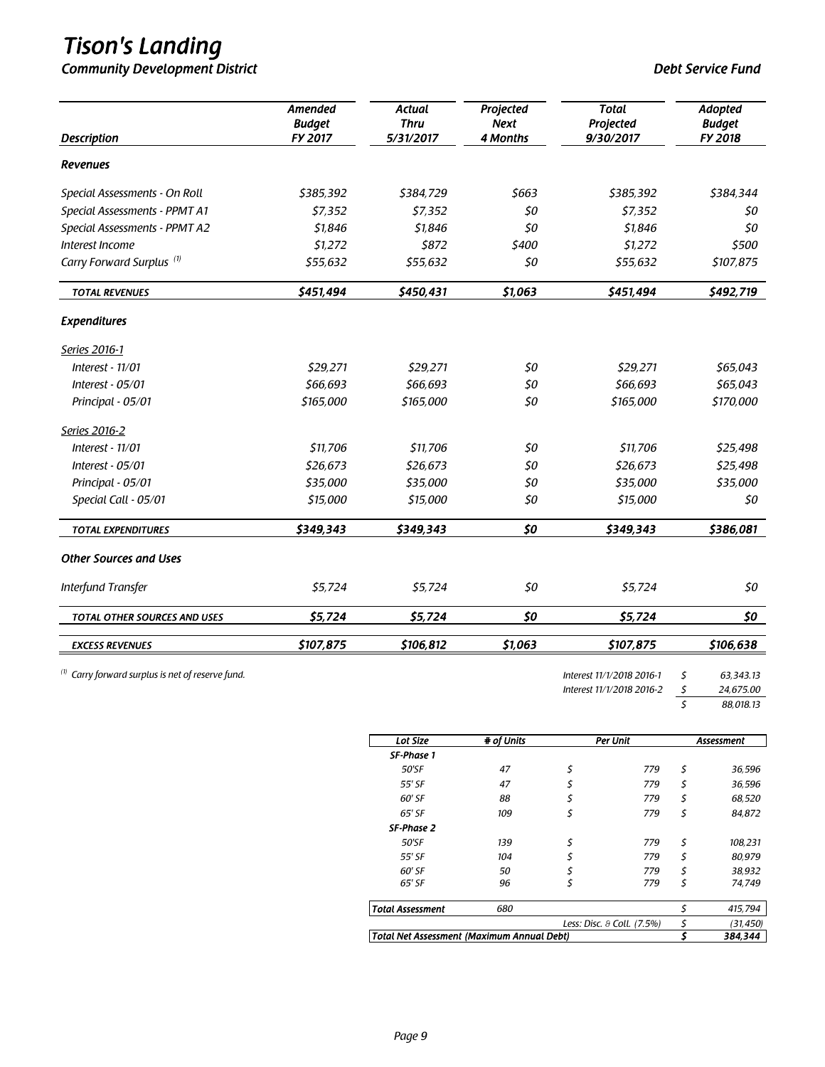# Tison's Landing

**Community Development District** — **Debt Service Fund**

| Description | Amended Budget FY 2017 | Actual Thru 5/31/2017 | Projected Next 4 Months | Total Projected 9/30/2017 | Adopted Budget FY 2018 |
|---|---|---|---|---|---|
| ***Revenues*** | | | | | |
| Special Assessments - On Roll | $385,392 | $384,729 | $663 | $385,392 | $384,344 |
| Special Assessments - PPMT A1 | $7,352 | $7,352 | $0 | $7,352 | $0 |
| Special Assessments - PPMT A2 | $1,846 | $1,846 | $0 | $1,846 | $0 |
| Interest Income | $1,272 | $872 | $400 | $1,272 | $500 |
| Carry Forward Surplus [(1)] | $55,632 | $55,632 | $0 | $55,632 | $107,875 |
| **TOTAL REVENUES** | **$451,494** | **$450,431** | **$1,063** | **$451,494** | **$492,719** |
| ***Expenditures*** | | | | | |
| Series 2016-1 | | | | | |
| Interest - 11/01 | $29,271 | $29,271 | $0 | $29,271 | $65,043 |
| Interest - 05/01 | $66,693 | $66,693 | $0 | $66,693 | $65,043 |
| Principal - 05/01 | $165,000 | $165,000 | $0 | $165,000 | $170,000 |
| Series 2016-2 | | | | | |
| Interest - 11/01 | $11,706 | $11,706 | $0 | $11,706 | $25,498 |
| Interest - 05/01 | $26,673 | $26,673 | $0 | $26,673 | $25,498 |
| Principal - 05/01 | $35,000 | $35,000 | $0 | $35,000 | $35,000 |
| Special Call - 05/01 | $15,000 | $15,000 | $0 | $15,000 | $0 |
| **TOTAL EXPENDITURES** | **$349,343** | **$349,343** | **$0** | **$349,343** | **$386,081** |
| ***Other Sources and Uses*** | | | | | |
| Interfund Transfer | $5,724 | $5,724 | $0 | $5,724 | $0 |
| **TOTAL OTHER SOURCES AND USES** | **$5,724** | **$5,724** | **$0** | **$5,724** | **$0** |
| **EXCESS REVENUES** | **$107,875** | **$106,812** | **$1,063** | **$107,875** | **$106,638** |

[(1)] Carry forward surplus is net of reserve fund.

| | |
|---|---|
| Interest 11/1/2018 2016-1 | $ 63,343.13 |
| Interest 11/1/2018 2016-2 | $ 24,675.00 |
| | $ 88,018.13 |

| Lot Size | # of Units | Per Unit | Assessment |
|---|---|---|---|
| **SF-Phase 1** | | | |
| 50'SF | 47 | $ 779 | $ 36,596 |
| 55' SF | 47 | $ 779 | $ 36,596 |
| 60' SF | 88 | $ 779 | $ 68,520 |
| 65' SF | 109 | $ 779 | $ 84,872 |
| **SF-Phase 2** | | | |
| 50'SF | 139 | $ 779 | $ 108,231 |
| 55' SF | 104 | $ 779 | $ 80,979 |
| 60' SF | 50 | $ 779 | $ 38,932 |
| 65' SF | 96 | $ 779 | $ 74,749 |
| **Total Assessment** | 680 | | $ 415,794 |
| | | Less: Disc. & Coll. (7.5%) | $ (31,450) |
| **Total Net Assessment (Maximum Annual Debt)** | | | **$ 384,344** |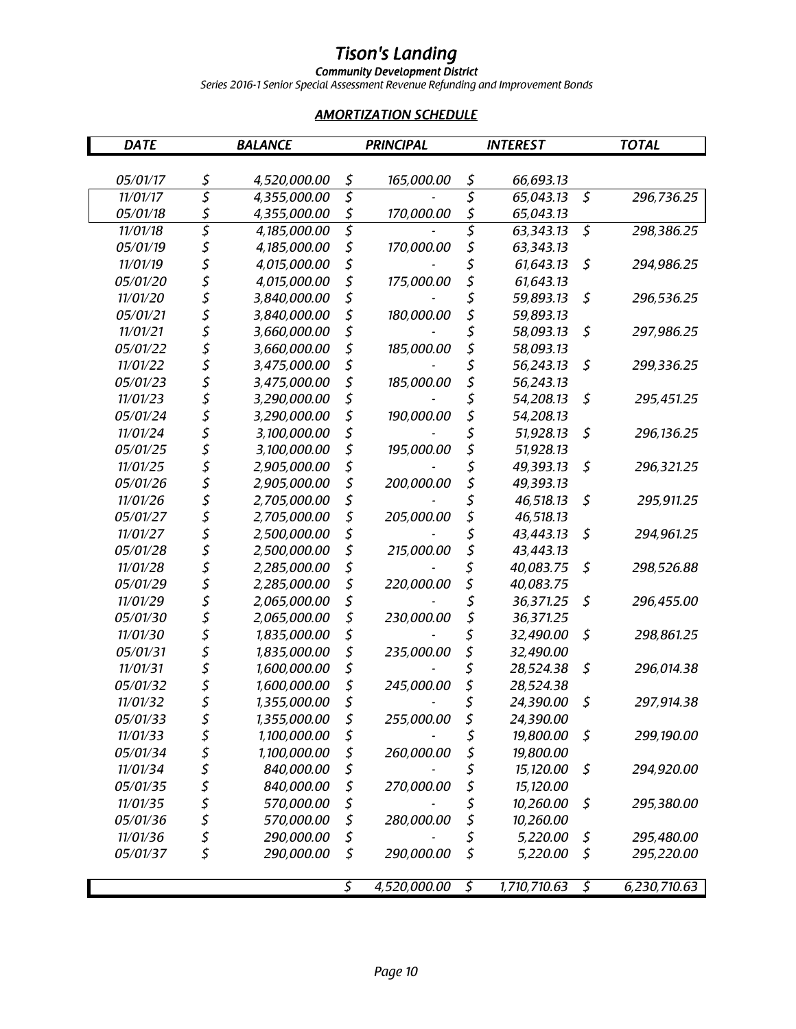# Tison's Landing

**Community Development District**

*Series 2016-1 Senior Special Assessment Revenue Refunding and Improvement Bonds*

## AMORTIZATION SCHEDULE

| DATE | BALANCE | PRINCIPAL | INTEREST | TOTAL |
|---|---|---|---|---|
| 05/01/17 | $ 4,520,000.00 | $ 165,000.00 | $ 66,693.13 | |
| 11/01/17 | $ 4,355,000.00 | $ - | $ 65,043.13 | $ 296,736.25 |
| 05/01/18 | $ 4,355,000.00 | $ 170,000.00 | $ 65,043.13 | |
| 11/01/18 | $ 4,185,000.00 | $ - | $ 63,343.13 | $ 298,386.25 |
| 05/01/19 | $ 4,185,000.00 | $ 170,000.00 | $ 63,343.13 | |
| 11/01/19 | $ 4,015,000.00 | $ - | $ 61,643.13 | $ 294,986.25 |
| 05/01/20 | $ 4,015,000.00 | $ 175,000.00 | $ 61,643.13 | |
| 11/01/20 | $ 3,840,000.00 | $ - | $ 59,893.13 | $ 296,536.25 |
| 05/01/21 | $ 3,840,000.00 | $ 180,000.00 | $ 59,893.13 | |
| 11/01/21 | $ 3,660,000.00 | $ - | $ 58,093.13 | $ 297,986.25 |
| 05/01/22 | $ 3,660,000.00 | $ 185,000.00 | $ 58,093.13 | |
| 11/01/22 | $ 3,475,000.00 | $ - | $ 56,243.13 | $ 299,336.25 |
| 05/01/23 | $ 3,475,000.00 | $ 185,000.00 | $ 56,243.13 | |
| 11/01/23 | $ 3,290,000.00 | $ - | $ 54,208.13 | $ 295,451.25 |
| 05/01/24 | $ 3,290,000.00 | $ 190,000.00 | $ 54,208.13 | |
| 11/01/24 | $ 3,100,000.00 | $ - | $ 51,928.13 | $ 296,136.25 |
| 05/01/25 | $ 3,100,000.00 | $ 195,000.00 | $ 51,928.13 | |
| 11/01/25 | $ 2,905,000.00 | $ - | $ 49,393.13 | $ 296,321.25 |
| 05/01/26 | $ 2,905,000.00 | $ 200,000.00 | $ 49,393.13 | |
| 11/01/26 | $ 2,705,000.00 | $ - | $ 46,518.13 | $ 295,911.25 |
| 05/01/27 | $ 2,705,000.00 | $ 205,000.00 | $ 46,518.13 | |
| 11/01/27 | $ 2,500,000.00 | $ - | $ 43,443.13 | $ 294,961.25 |
| 05/01/28 | $ 2,500,000.00 | $ 215,000.00 | $ 43,443.13 | |
| 11/01/28 | $ 2,285,000.00 | $ - | $ 40,083.75 | $ 298,526.88 |
| 05/01/29 | $ 2,285,000.00 | $ 220,000.00 | $ 40,083.75 | |
| 11/01/29 | $ 2,065,000.00 | $ - | $ 36,371.25 | $ 296,455.00 |
| 05/01/30 | $ 2,065,000.00 | $ 230,000.00 | $ 36,371.25 | |
| 11/01/30 | $ 1,835,000.00 | $ - | $ 32,490.00 | $ 298,861.25 |
| 05/01/31 | $ 1,835,000.00 | $ 235,000.00 | $ 32,490.00 | |
| 11/01/31 | $ 1,600,000.00 | $ - | $ 28,524.38 | $ 296,014.38 |
| 05/01/32 | $ 1,600,000.00 | $ 245,000.00 | $ 28,524.38 | |
| 11/01/32 | $ 1,355,000.00 | $ - | $ 24,390.00 | $ 297,914.38 |
| 05/01/33 | $ 1,355,000.00 | $ 255,000.00 | $ 24,390.00 | |
| 11/01/33 | $ 1,100,000.00 | $ - | $ 19,800.00 | $ 299,190.00 |
| 05/01/34 | $ 1,100,000.00 | $ 260,000.00 | $ 19,800.00 | |
| 11/01/34 | $ 840,000.00 | $ - | $ 15,120.00 | $ 294,920.00 |
| 05/01/35 | $ 840,000.00 | $ 270,000.00 | $ 15,120.00 | |
| 11/01/35 | $ 570,000.00 | $ - | $ 10,260.00 | $ 295,380.00 |
| 05/01/36 | $ 570,000.00 | $ 280,000.00 | $ 10,260.00 | |
| 11/01/36 | $ 290,000.00 | $ - | $ 5,220.00 | $ 295,480.00 |
| 05/01/37 | $ 290,000.00 | $ 290,000.00 | $ 5,220.00 | $ 295,220.00 |
| | | $ 4,520,000.00 | $ 1,710,710.63 | $ 6,230,710.63 |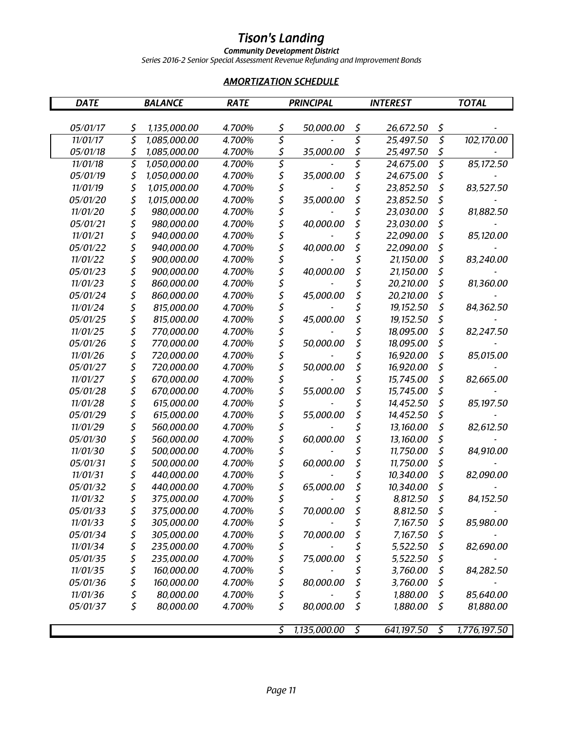# Tison's Landing

**Community Development District**

*Series 2016-2 Senior Special Assessment Revenue Refunding and Improvement Bonds*

## AMORTIZATION SCHEDULE

| DATE | BALANCE | RATE | PRINCIPAL | INTEREST | TOTAL |
|---|---|---|---|---|---|
| 05/01/17 | $ 1,135,000.00 | 4.700% | $ 50,000.00 | $ 26,672.50 | $ - |
| 11/01/17 | $ 1,085,000.00 | 4.700% | $ - | $ 25,497.50 | $ 102,170.00 |
| 05/01/18 | $ 1,085,000.00 | 4.700% | $ 35,000.00 | $ 25,497.50 | $ - |
| 11/01/18 | $ 1,050,000.00 | 4.700% | $ - | $ 24,675.00 | $ 85,172.50 |
| 05/01/19 | $ 1,050,000.00 | 4.700% | $ 35,000.00 | $ 24,675.00 | $ - |
| 11/01/19 | $ 1,015,000.00 | 4.700% | $ - | $ 23,852.50 | $ 83,527.50 |
| 05/01/20 | $ 1,015,000.00 | 4.700% | $ 35,000.00 | $ 23,852.50 | $ - |
| 11/01/20 | $ 980,000.00 | 4.700% | $ - | $ 23,030.00 | $ 81,882.50 |
| 05/01/21 | $ 980,000.00 | 4.700% | $ 40,000.00 | $ 23,030.00 | $ - |
| 11/01/21 | $ 940,000.00 | 4.700% | $ - | $ 22,090.00 | $ 85,120.00 |
| 05/01/22 | $ 940,000.00 | 4.700% | $ 40,000.00 | $ 22,090.00 | $ - |
| 11/01/22 | $ 900,000.00 | 4.700% | $ - | $ 21,150.00 | $ 83,240.00 |
| 05/01/23 | $ 900,000.00 | 4.700% | $ 40,000.00 | $ 21,150.00 | $ - |
| 11/01/23 | $ 860,000.00 | 4.700% | $ - | $ 20,210.00 | $ 81,360.00 |
| 05/01/24 | $ 860,000.00 | 4.700% | $ 45,000.00 | $ 20,210.00 | $ - |
| 11/01/24 | $ 815,000.00 | 4.700% | $ - | $ 19,152.50 | $ 84,362.50 |
| 05/01/25 | $ 815,000.00 | 4.700% | $ 45,000.00 | $ 19,152.50 | $ - |
| 11/01/25 | $ 770,000.00 | 4.700% | $ - | $ 18,095.00 | $ 82,247.50 |
| 05/01/26 | $ 770,000.00 | 4.700% | $ 50,000.00 | $ 18,095.00 | $ - |
| 11/01/26 | $ 720,000.00 | 4.700% | $ - | $ 16,920.00 | $ 85,015.00 |
| 05/01/27 | $ 720,000.00 | 4.700% | $ 50,000.00 | $ 16,920.00 | $ - |
| 11/01/27 | $ 670,000.00 | 4.700% | $ - | $ 15,745.00 | $ 82,665.00 |
| 05/01/28 | $ 670,000.00 | 4.700% | $ 55,000.00 | $ 15,745.00 | $ - |
| 11/01/28 | $ 615,000.00 | 4.700% | $ - | $ 14,452.50 | $ 85,197.50 |
| 05/01/29 | $ 615,000.00 | 4.700% | $ 55,000.00 | $ 14,452.50 | $ - |
| 11/01/29 | $ 560,000.00 | 4.700% | $ - | $ 13,160.00 | $ 82,612.50 |
| 05/01/30 | $ 560,000.00 | 4.700% | $ 60,000.00 | $ 13,160.00 | $ - |
| 11/01/30 | $ 500,000.00 | 4.700% | $ - | $ 11,750.00 | $ 84,910.00 |
| 05/01/31 | $ 500,000.00 | 4.700% | $ 60,000.00 | $ 11,750.00 | $ - |
| 11/01/31 | $ 440,000.00 | 4.700% | $ - | $ 10,340.00 | $ 82,090.00 |
| 05/01/32 | $ 440,000.00 | 4.700% | $ 65,000.00 | $ 10,340.00 | $ - |
| 11/01/32 | $ 375,000.00 | 4.700% | $ - | $ 8,812.50 | $ 84,152.50 |
| 05/01/33 | $ 375,000.00 | 4.700% | $ 70,000.00 | $ 8,812.50 | $ - |
| 11/01/33 | $ 305,000.00 | 4.700% | $ - | $ 7,167.50 | $ 85,980.00 |
| 05/01/34 | $ 305,000.00 | 4.700% | $ 70,000.00 | $ 7,167.50 | $ - |
| 11/01/34 | $ 235,000.00 | 4.700% | $ - | $ 5,522.50 | $ 82,690.00 |
| 05/01/35 | $ 235,000.00 | 4.700% | $ 75,000.00 | $ 5,522.50 | $ - |
| 11/01/35 | $ 160,000.00 | 4.700% | $ - | $ 3,760.00 | $ 84,282.50 |
| 05/01/36 | $ 160,000.00 | 4.700% | $ 80,000.00 | $ 3,760.00 | $ - |
| 11/01/36 | $ 80,000.00 | 4.700% | $ - | $ 1,880.00 | $ 85,640.00 |
| 05/01/37 | $ 80,000.00 | 4.700% | $ 80,000.00 | $ 1,880.00 | $ 81,880.00 |
| | | | $ 1,135,000.00 | $ 641,197.50 | $ 1,776,197.50 |